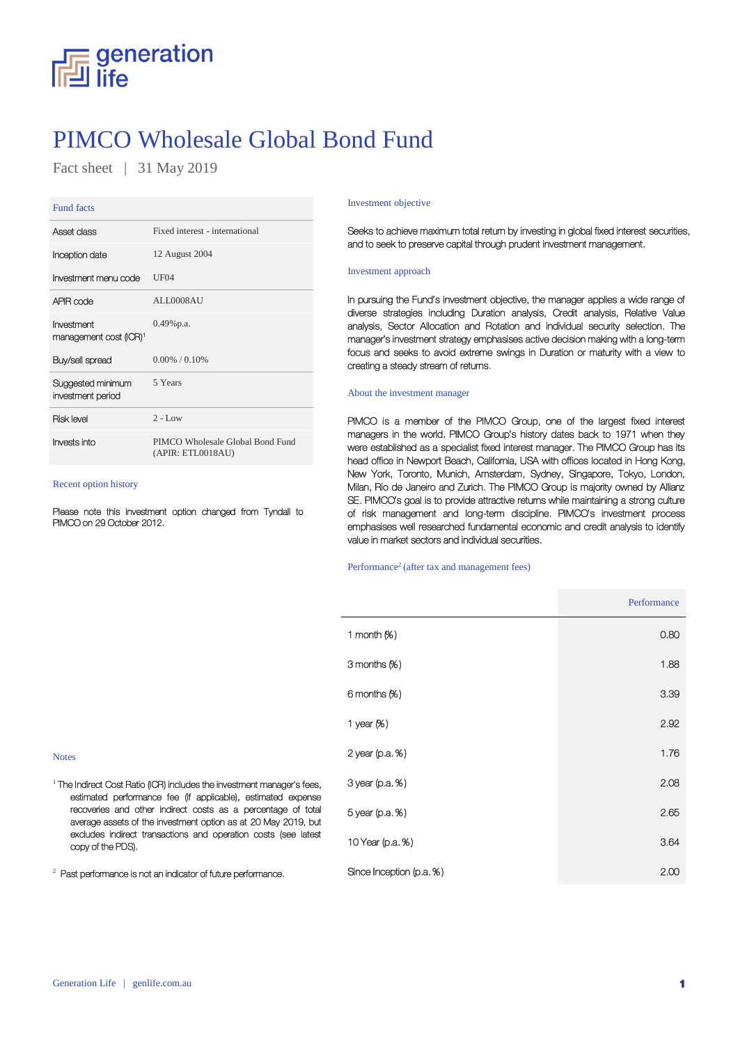generation life

# PIMCO Wholesale Global Bond Fund

Fact sheet | 31 May 2019

## Fund facts

| Fund facts | |
|---|---|
| Asset class | Fixed interest - international |
| Inception date | 12 August 2004 |
| Investment menu code | UF04 |
| APIR code | ALL0008AU |
| Investment management cost (ICR)[1] | 0.49%p.a. |
| Buy/sell spread | 0.00% / 0.10% |
| Suggested minimum investment period | 5 Years |
| Risk level | 2 - Low |
| Invests into | PIMCO Wholesale Global Bond Fund (APIR: ETL0018AU) |

## Recent option history

Please note this investment option changed from Tyndall to PIMCO on 29 October 2012.

## Investment objective

Seeks to achieve maximum total return by investing in global fixed interest securities, and to seek to preserve capital through prudent investment management.

## Investment approach

In pursuing the Fund's investment objective, the manager applies a wide range of diverse strategies including Duration analysis, Credit analysis, Relative Value analysis, Sector Allocation and Rotation and individual security selection. The manager's investment strategy emphasises active decision making with a long-term focus and seeks to avoid extreme swings in Duration or maturity with a view to creating a steady stream of returns.

## About the investment manager

PIMCO is a member of the PIMCO Group, one of the largest fixed interest managers in the world. PIMCO Group's history dates back to 1971 when they were established as a specialist fixed interest manager. The PIMCO Group has its head office in Newport Beach, California, USA with offices located in Hong Kong, New York, Toronto, Munich, Amsterdam, Sydney, Singapore, Tokyo, London, Milan, Rio de Janeiro and Zurich. The PIMCO Group is majority owned by Allianz SE. PIMCO's goal is to provide attractive returns while maintaining a strong culture of risk management and long-term discipline. PIMCO's investment process emphasises well researched fundamental economic and credit analysis to identify value in market sectors and individual securities.

## Performance[2] (after tax and management fees)

| | Performance |
|---|---|
| 1 month (%) | 0.80 |
| 3 months (%) | 1.88 |
| 6 months (%) | 3.39 |
| 1 year (%) | 2.92 |
| 2 year (p.a. %) | 1.76 |
| 3 year (p.a. %) | 2.08 |
| 5 year (p.a. %) | 2.65 |
| 10 Year (p.a. %) | 3.64 |
| Since Inception (p.a. %) | 2.00 |

## Notes

[1] The Indirect Cost Ratio (ICR) includes the investment manager's fees, estimated performance fee (if applicable), estimated expense recoveries and other indirect costs as a percentage of total average assets of the investment option as at 20 May 2019, but excludes indirect transactions and operation costs (see latest copy of the PDS).

[2] Past performance is not an indicator of future performance.

Generation Life | genlife.com.au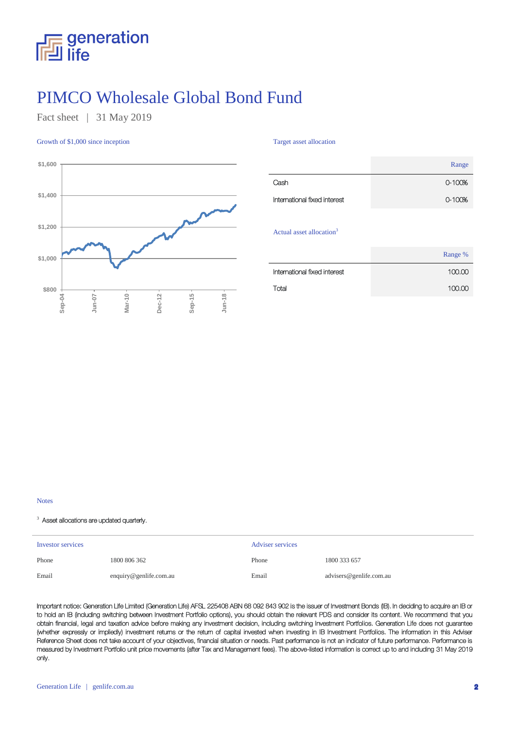# PIMCO Wholesale Global Bond Fund

Fact sheet | 31 May 2019

## Growth of $1,000 since inception

$1,600
$1,400
$1,200
$1,000
$800

Sep-04
Jun-07
Mar-10
Dec-12
Sep-15
Jun-18

## Target asset allocation

| | Range |
|---|---|
| Cash | 0-100% |
| International fixed interest | 0-100% |

## Actual asset allocation[3]

| | Range % |
|---|---|
| International fixed interest | 100.00 |
| Total | 100.00 |

## Notes

[3] Asset allocations are updated quarterly.

| Investor services | | Adviser services | |
|---|---|---|---|
| Phone | 1800 806 362 | Phone | 1800 333 657 |
| Email | enquiry@genlife.com.au | Email | advisers@genlife.com.au |

Important notice: Generation Life Limited (Generation Life) AFSL 225408 ABN 68 092 843 902 is the issuer of Investment Bonds (IB). In deciding to acquire an IB or to hold an IB (including switching between Investment Portfolio options), you should obtain the relevant PDS and consider its content. We recommend that you obtain financial, legal and taxation advice before making any investment decision, including switching Investment Portfolios. Generation Life does not guarantee (whether expressly or impliedly) investment returns or the return of capital invested when investing in IB Investment Portfolios. The information in this Adviser Reference Sheet does not take account of your objectives, financial situation or needs. Past performance is not an indicator of future performance. Performance is measured by Investment Portfolio unit price movements (after Tax and Management fees). The above-listed information is correct up to and including 31 May 2019 only.